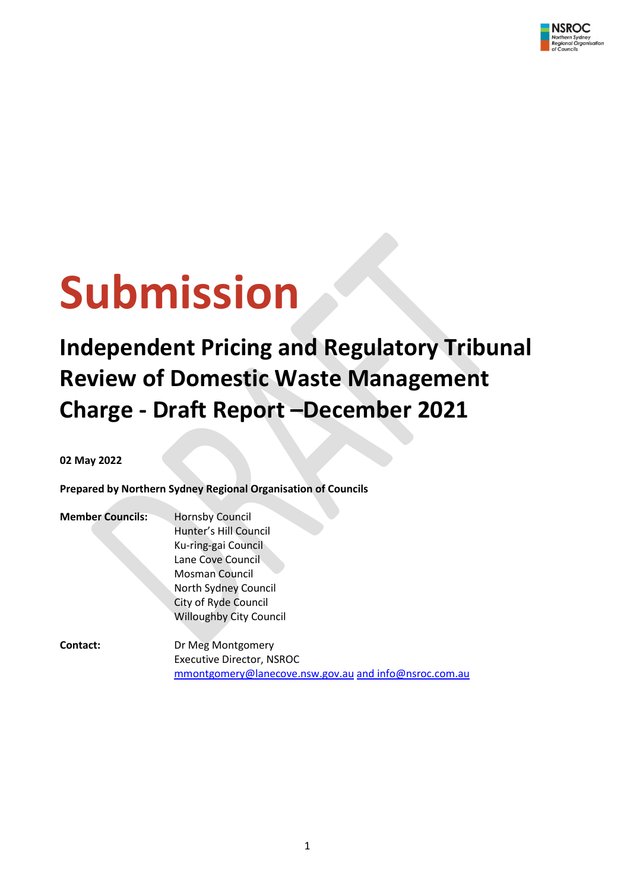# Submission

## Independent Pricing and Regulatory Tribunal Review of Domestic Waste Management Charge - Draft Report –December 2021

**02 May 2022**

**Prepared by Northern Sydney Regional Organisation of Councils**

| | |
|---|---|
| **Member Councils:** | Hornsby Council<br>Hunter's Hill Council<br>Ku-ring-gai Council<br>Lane Cove Council<br>Mosman Council<br>North Sydney Council<br>City of Ryde Council<br>Willoughby City Council |
| **Contact:** | Dr Meg Montgomery<br>Executive Director, NSROC<br>mmontgomery@lanecove.nsw.gov.au and info@nsroc.com.au |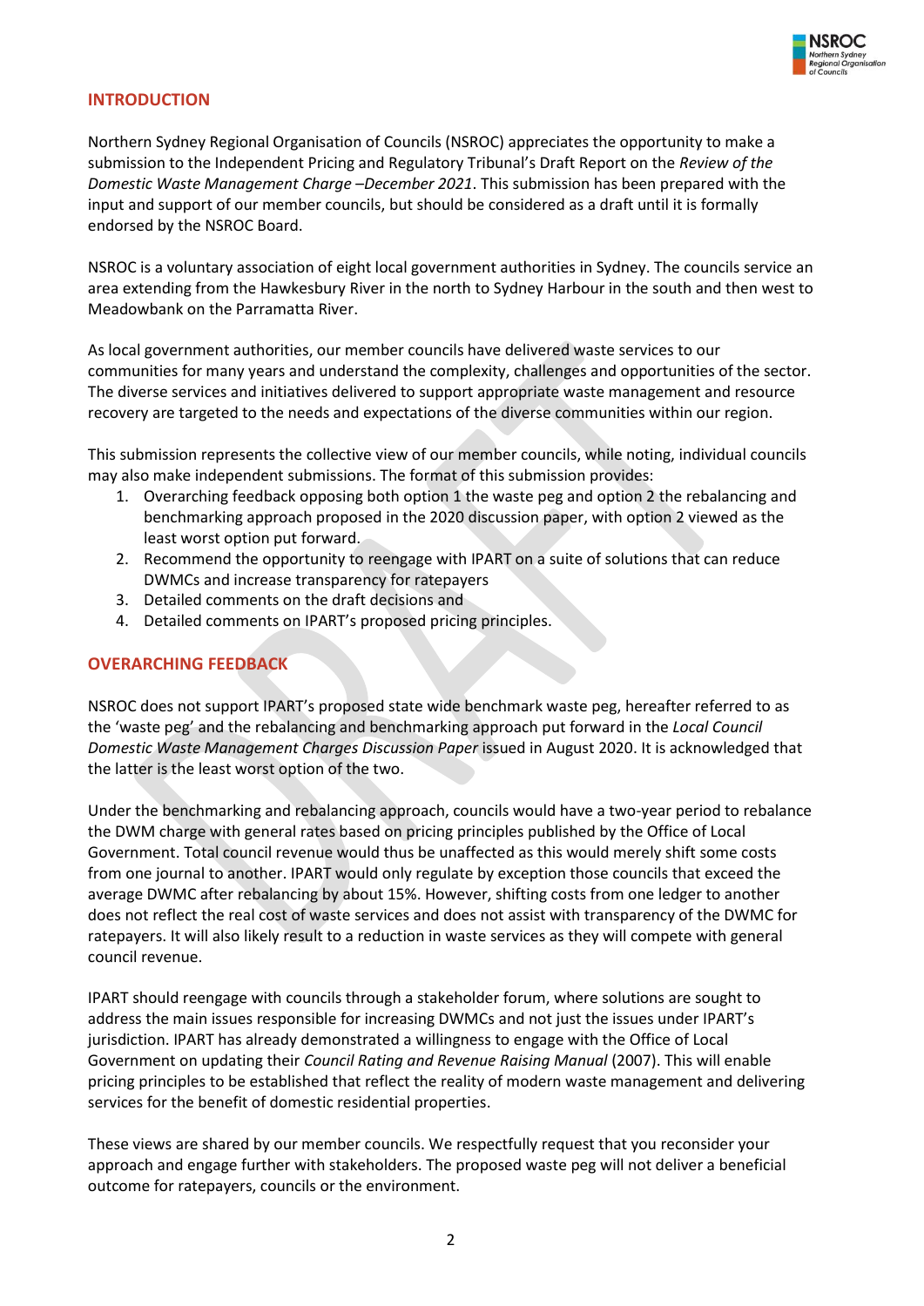## INTRODUCTION

Northern Sydney Regional Organisation of Councils (NSROC) appreciates the opportunity to make a submission to the Independent Pricing and Regulatory Tribunal's Draft Report on the *Review of the Domestic Waste Management Charge –December 2021*. This submission has been prepared with the input and support of our member councils, but should be considered as a draft until it is formally endorsed by the NSROC Board.

NSROC is a voluntary association of eight local government authorities in Sydney. The councils service an area extending from the Hawkesbury River in the north to Sydney Harbour in the south and then west to Meadowbank on the Parramatta River.

As local government authorities, our member councils have delivered waste services to our communities for many years and understand the complexity, challenges and opportunities of the sector. The diverse services and initiatives delivered to support appropriate waste management and resource recovery are targeted to the needs and expectations of the diverse communities within our region.

This submission represents the collective view of our member councils, while noting, individual councils may also make independent submissions. The format of this submission provides:

1. Overarching feedback opposing both option 1 the waste peg and option 2 the rebalancing and benchmarking approach proposed in the 2020 discussion paper, with option 2 viewed as the least worst option put forward.
2. Recommend the opportunity to reengage with IPART on a suite of solutions that can reduce DWMCs and increase transparency for ratepayers
3. Detailed comments on the draft decisions and
4. Detailed comments on IPART's proposed pricing principles.

## OVERARCHING FEEDBACK

NSROC does not support IPART's proposed state wide benchmark waste peg, hereafter referred to as the 'waste peg' and the rebalancing and benchmarking approach put forward in the *Local Council Domestic Waste Management Charges Discussion Paper* issued in August 2020. It is acknowledged that the latter is the least worst option of the two.

Under the benchmarking and rebalancing approach, councils would have a two-year period to rebalance the DWM charge with general rates based on pricing principles published by the Office of Local Government. Total council revenue would thus be unaffected as this would merely shift some costs from one journal to another. IPART would only regulate by exception those councils that exceed the average DWMC after rebalancing by about 15%. However, shifting costs from one ledger to another does not reflect the real cost of waste services and does not assist with transparency of the DWMC for ratepayers. It will also likely result to a reduction in waste services as they will compete with general council revenue.

IPART should reengage with councils through a stakeholder forum, where solutions are sought to address the main issues responsible for increasing DWMCs and not just the issues under IPART's jurisdiction. IPART has already demonstrated a willingness to engage with the Office of Local Government on updating their *Council Rating and Revenue Raising Manual* (2007). This will enable pricing principles to be established that reflect the reality of modern waste management and delivering services for the benefit of domestic residential properties.

These views are shared by our member councils. We respectfully request that you reconsider your approach and engage further with stakeholders. The proposed waste peg will not deliver a beneficial outcome for ratepayers, councils or the environment.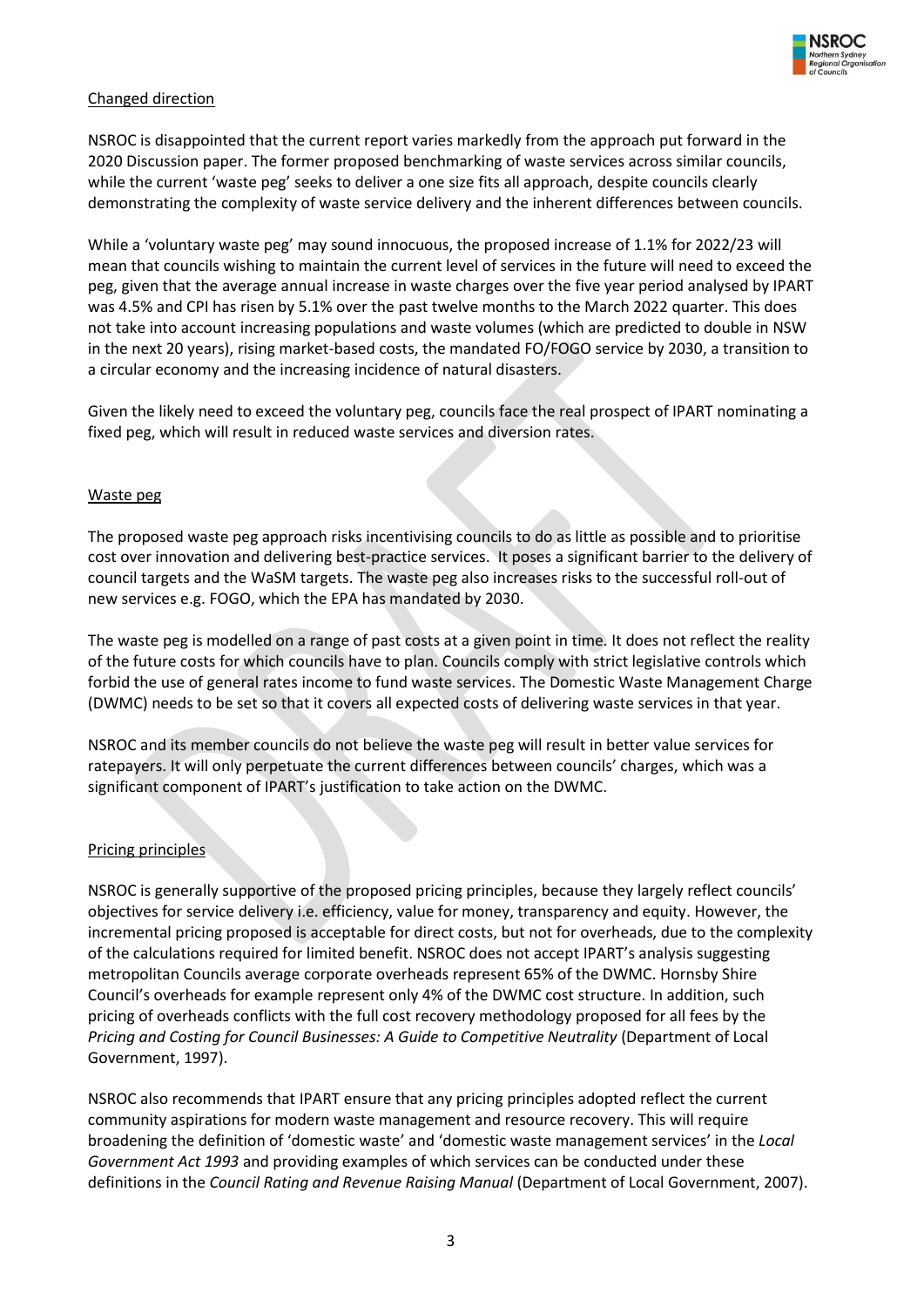## Changed direction

NSROC is disappointed that the current report varies markedly from the approach put forward in the 2020 Discussion paper. The former proposed benchmarking of waste services across similar councils, while the current 'waste peg' seeks to deliver a one size fits all approach, despite councils clearly demonstrating the complexity of waste service delivery and the inherent differences between councils.

While a 'voluntary waste peg' may sound innocuous, the proposed increase of 1.1% for 2022/23 will mean that councils wishing to maintain the current level of services in the future will need to exceed the peg, given that the average annual increase in waste charges over the five year period analysed by IPART was 4.5% and CPI has risen by 5.1% over the past twelve months to the March 2022 quarter. This does not take into account increasing populations and waste volumes (which are predicted to double in NSW in the next 20 years), rising market-based costs, the mandated FO/FOGO service by 2030, a transition to a circular economy and the increasing incidence of natural disasters.

Given the likely need to exceed the voluntary peg, councils face the real prospect of IPART nominating a fixed peg, which will result in reduced waste services and diversion rates.

## Waste peg

The proposed waste peg approach risks incentivising councils to do as little as possible and to prioritise cost over innovation and delivering best-practice services. It poses a significant barrier to the delivery of council targets and the WaSM targets. The waste peg also increases risks to the successful roll-out of new services e.g. FOGO, which the EPA has mandated by 2030.

The waste peg is modelled on a range of past costs at a given point in time. It does not reflect the reality of the future costs for which councils have to plan. Councils comply with strict legislative controls which forbid the use of general rates income to fund waste services. The Domestic Waste Management Charge (DWMC) needs to be set so that it covers all expected costs of delivering waste services in that year.

NSROC and its member councils do not believe the waste peg will result in better value services for ratepayers. It will only perpetuate the current differences between councils' charges, which was a significant component of IPART's justification to take action on the DWMC.

## Pricing principles

NSROC is generally supportive of the proposed pricing principles, because they largely reflect councils' objectives for service delivery i.e. efficiency, value for money, transparency and equity. However, the incremental pricing proposed is acceptable for direct costs, but not for overheads, due to the complexity of the calculations required for limited benefit. NSROC does not accept IPART's analysis suggesting metropolitan Councils average corporate overheads represent 65% of the DWMC. Hornsby Shire Council's overheads for example represent only 4% of the DWMC cost structure. In addition, such pricing of overheads conflicts with the full cost recovery methodology proposed for all fees by the *Pricing and Costing for Council Businesses: A Guide to Competitive Neutrality* (Department of Local Government, 1997).

NSROC also recommends that IPART ensure that any pricing principles adopted reflect the current community aspirations for modern waste management and resource recovery. This will require broadening the definition of 'domestic waste' and 'domestic waste management services' in the *Local Government Act 1993* and providing examples of which services can be conducted under these definitions in the *Council Rating and Revenue Raising Manual* (Department of Local Government, 2007).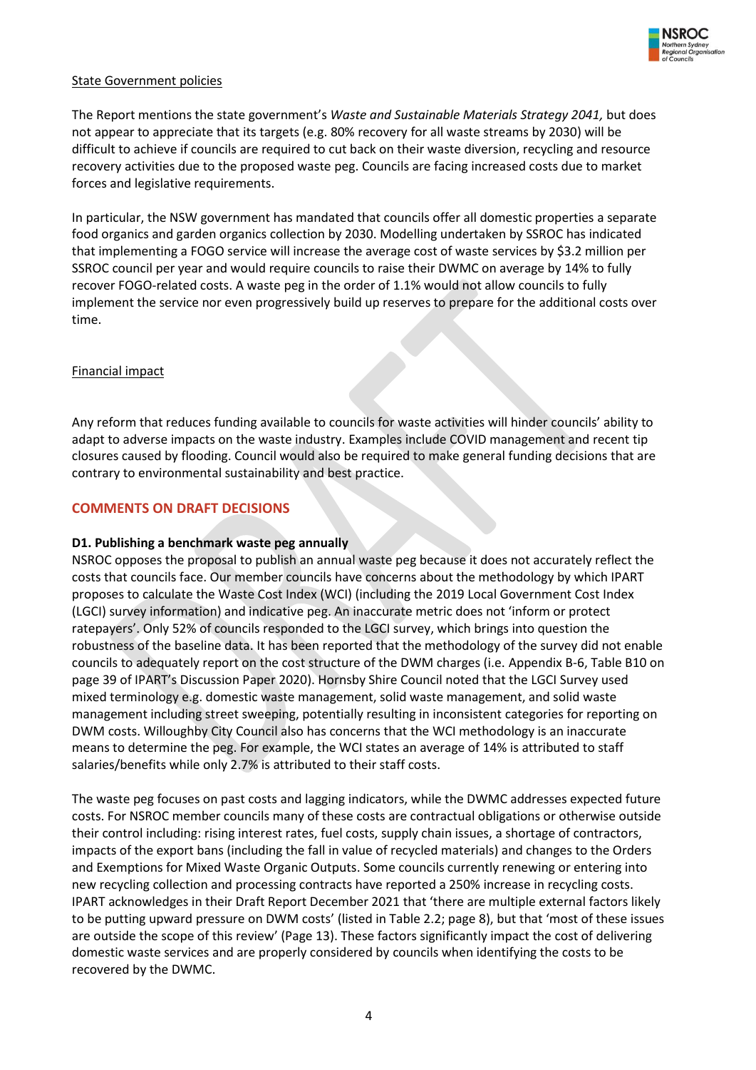State Government policies

The Report mentions the state government's *Waste and Sustainable Materials Strategy 2041,* but does not appear to appreciate that its targets (e.g. 80% recovery for all waste streams by 2030) will be difficult to achieve if councils are required to cut back on their waste diversion, recycling and resource recovery activities due to the proposed waste peg. Councils are facing increased costs due to market forces and legislative requirements.

In particular, the NSW government has mandated that councils offer all domestic properties a separate food organics and garden organics collection by 2030. Modelling undertaken by SSROC has indicated that implementing a FOGO service will increase the average cost of waste services by $3.2 million per SSROC council per year and would require councils to raise their DWMC on average by 14% to fully recover FOGO-related costs. A waste peg in the order of 1.1% would not allow councils to fully implement the service nor even progressively build up reserves to prepare for the additional costs over time.

Financial impact

Any reform that reduces funding available to councils for waste activities will hinder councils' ability to adapt to adverse impacts on the waste industry. Examples include COVID management and recent tip closures caused by flooding. Council would also be required to make general funding decisions that are contrary to environmental sustainability and best practice.

## COMMENTS ON DRAFT DECISIONS

**D1. Publishing a benchmark waste peg annually**

NSROC opposes the proposal to publish an annual waste peg because it does not accurately reflect the costs that councils face. Our member councils have concerns about the methodology by which IPART proposes to calculate the Waste Cost Index (WCI) (including the 2019 Local Government Cost Index (LGCI) survey information) and indicative peg. An inaccurate metric does not 'inform or protect ratepayers'. Only 52% of councils responded to the LGCI survey, which brings into question the robustness of the baseline data. It has been reported that the methodology of the survey did not enable councils to adequately report on the cost structure of the DWM charges (i.e. Appendix B-6, Table B10 on page 39 of IPART's Discussion Paper 2020). Hornsby Shire Council noted that the LGCI Survey used mixed terminology e.g. domestic waste management, solid waste management, and solid waste management including street sweeping, potentially resulting in inconsistent categories for reporting on DWM costs. Willoughby City Council also has concerns that the WCI methodology is an inaccurate means to determine the peg. For example, the WCI states an average of 14% is attributed to staff salaries/benefits while only 2.7% is attributed to their staff costs.

The waste peg focuses on past costs and lagging indicators, while the DWMC addresses expected future costs. For NSROC member councils many of these costs are contractual obligations or otherwise outside their control including: rising interest rates, fuel costs, supply chain issues, a shortage of contractors, impacts of the export bans (including the fall in value of recycled materials) and changes to the Orders and Exemptions for Mixed Waste Organic Outputs. Some councils currently renewing or entering into new recycling collection and processing contracts have reported a 250% increase in recycling costs. IPART acknowledges in their Draft Report December 2021 that 'there are multiple external factors likely to be putting upward pressure on DWM costs' (listed in Table 2.2; page 8), but that 'most of these issues are outside the scope of this review' (Page 13). These factors significantly impact the cost of delivering domestic waste services and are properly considered by councils when identifying the costs to be recovered by the DWMC.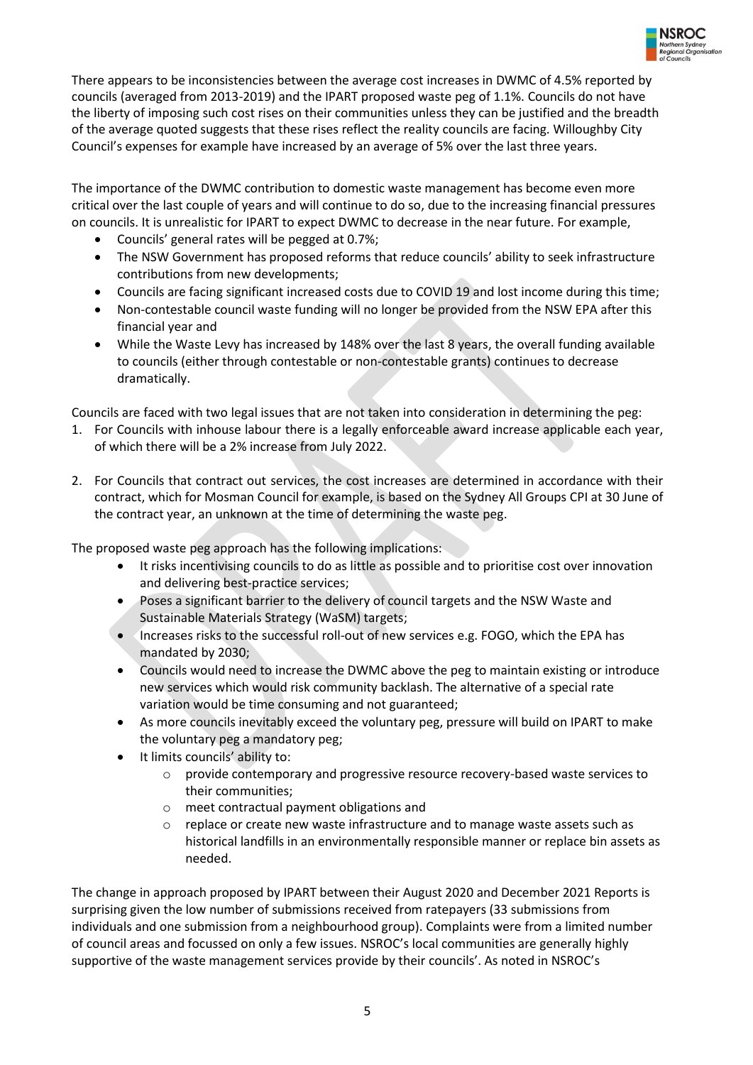There appears to be inconsistencies between the average cost increases in DWMC of 4.5% reported by councils (averaged from 2013-2019) and the IPART proposed waste peg of 1.1%. Councils do not have the liberty of imposing such cost rises on their communities unless they can be justified and the breadth of the average quoted suggests that these rises reflect the reality councils are facing. Willoughby City Council's expenses for example have increased by an average of 5% over the last three years.

The importance of the DWMC contribution to domestic waste management has become even more critical over the last couple of years and will continue to do so, due to the increasing financial pressures on councils. It is unrealistic for IPART to expect DWMC to decrease in the near future. For example,

- Councils' general rates will be pegged at 0.7%;
- The NSW Government has proposed reforms that reduce councils' ability to seek infrastructure contributions from new developments;
- Councils are facing significant increased costs due to COVID 19 and lost income during this time;
- Non-contestable council waste funding will no longer be provided from the NSW EPA after this financial year and
- While the Waste Levy has increased by 148% over the last 8 years, the overall funding available to councils (either through contestable or non-contestable grants) continues to decrease dramatically.

Councils are faced with two legal issues that are not taken into consideration in determining the peg:

1. For Councils with inhouse labour there is a legally enforceable award increase applicable each year, of which there will be a 2% increase from July 2022.

2. For Councils that contract out services, the cost increases are determined in accordance with their contract, which for Mosman Council for example, is based on the Sydney All Groups CPI at 30 June of the contract year, an unknown at the time of determining the waste peg.

The proposed waste peg approach has the following implications:

- It risks incentivising councils to do as little as possible and to prioritise cost over innovation and delivering best-practice services;
- Poses a significant barrier to the delivery of council targets and the NSW Waste and Sustainable Materials Strategy (WaSM) targets;
- Increases risks to the successful roll-out of new services e.g. FOGO, which the EPA has mandated by 2030;
- Councils would need to increase the DWMC above the peg to maintain existing or introduce new services which would risk community backlash. The alternative of a special rate variation would be time consuming and not guaranteed;
- As more councils inevitably exceed the voluntary peg, pressure will build on IPART to make the voluntary peg a mandatory peg;
- It limits councils' ability to:
  - provide contemporary and progressive resource recovery-based waste services to their communities;
  - meet contractual payment obligations and
  - replace or create new waste infrastructure and to manage waste assets such as historical landfills in an environmentally responsible manner or replace bin assets as needed.

The change in approach proposed by IPART between their August 2020 and December 2021 Reports is surprising given the low number of submissions received from ratepayers (33 submissions from individuals and one submission from a neighbourhood group). Complaints were from a limited number of council areas and focussed on only a few issues. NSROC's local communities are generally highly supportive of the waste management services provide by their councils'. As noted in NSROC's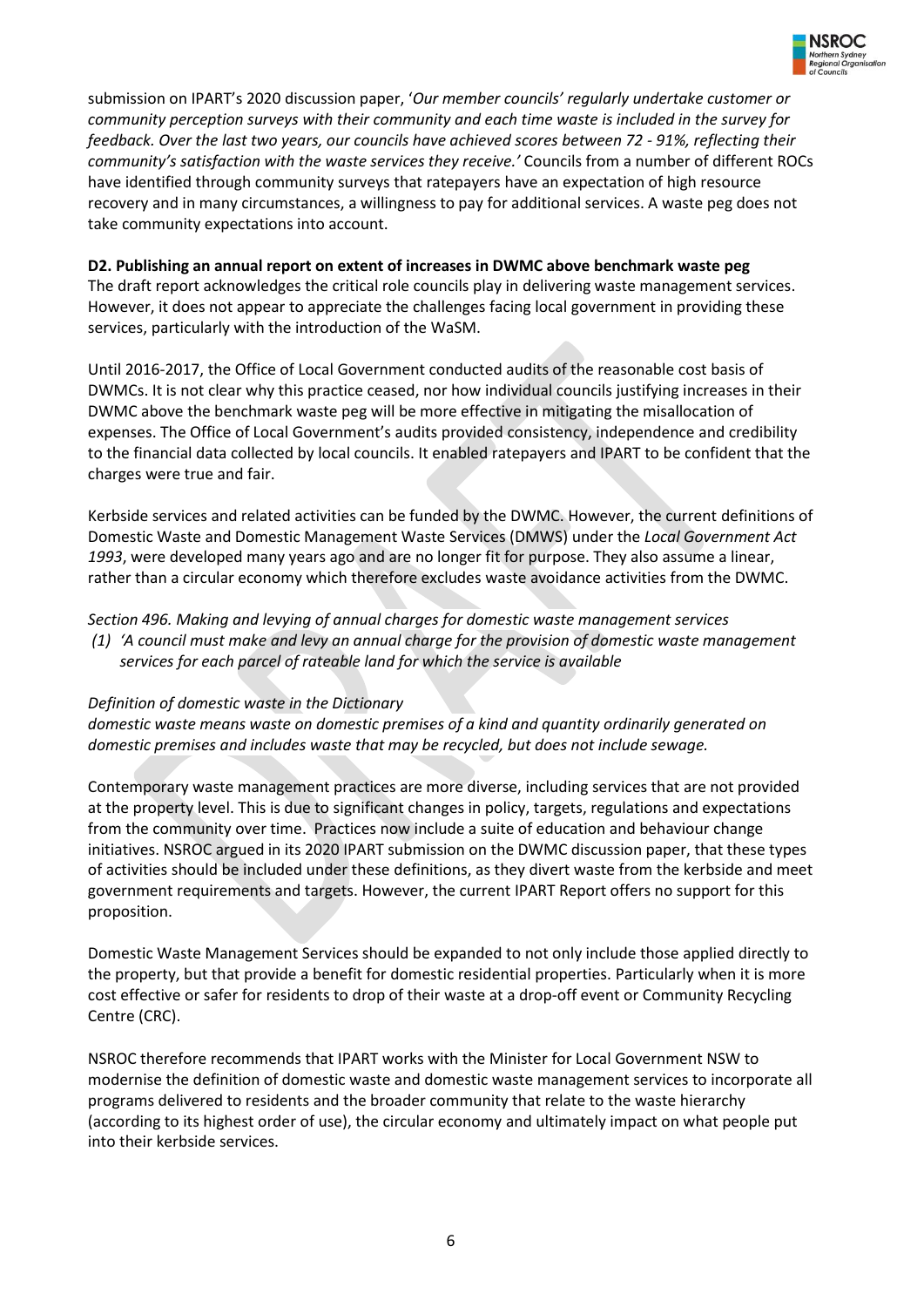submission on IPART's 2020 discussion paper, '*Our member councils' regularly undertake customer or community perception surveys with their community and each time waste is included in the survey for feedback. Over the last two years, our councils have achieved scores between 72 - 91%, reflecting their community's satisfaction with the waste services they receive.'* Councils from a number of different ROCs have identified through community surveys that ratepayers have an expectation of high resource recovery and in many circumstances, a willingness to pay for additional services. A waste peg does not take community expectations into account.

**D2. Publishing an annual report on extent of increases in DWMC above benchmark waste peg**

The draft report acknowledges the critical role councils play in delivering waste management services. However, it does not appear to appreciate the challenges facing local government in providing these services, particularly with the introduction of the WaSM.

Until 2016-2017, the Office of Local Government conducted audits of the reasonable cost basis of DWMCs. It is not clear why this practice ceased, nor how individual councils justifying increases in their DWMC above the benchmark waste peg will be more effective in mitigating the misallocation of expenses. The Office of Local Government's audits provided consistency, independence and credibility to the financial data collected by local councils. It enabled ratepayers and IPART to be confident that the charges were true and fair.

Kerbside services and related activities can be funded by the DWMC. However, the current definitions of Domestic Waste and Domestic Management Waste Services (DMWS) under the *Local Government Act 1993*, were developed many years ago and are no longer fit for purpose. They also assume a linear, rather than a circular economy which therefore excludes waste avoidance activities from the DWMC.

*Section 496. Making and levying of annual charges for domestic waste management services*

*(1) 'A council must make and levy an annual charge for the provision of domestic waste management services for each parcel of rateable land for which the service is available*

*Definition of domestic waste in the Dictionary*

*domestic waste means waste on domestic premises of a kind and quantity ordinarily generated on domestic premises and includes waste that may be recycled, but does not include sewage.*

Contemporary waste management practices are more diverse, including services that are not provided at the property level. This is due to significant changes in policy, targets, regulations and expectations from the community over time. Practices now include a suite of education and behaviour change initiatives. NSROC argued in its 2020 IPART submission on the DWMC discussion paper, that these types of activities should be included under these definitions, as they divert waste from the kerbside and meet government requirements and targets. However, the current IPART Report offers no support for this proposition.

Domestic Waste Management Services should be expanded to not only include those applied directly to the property, but that provide a benefit for domestic residential properties. Particularly when it is more cost effective or safer for residents to drop of their waste at a drop-off event or Community Recycling Centre (CRC).

NSROC therefore recommends that IPART works with the Minister for Local Government NSW to modernise the definition of domestic waste and domestic waste management services to incorporate all programs delivered to residents and the broader community that relate to the waste hierarchy (according to its highest order of use), the circular economy and ultimately impact on what people put into their kerbside services.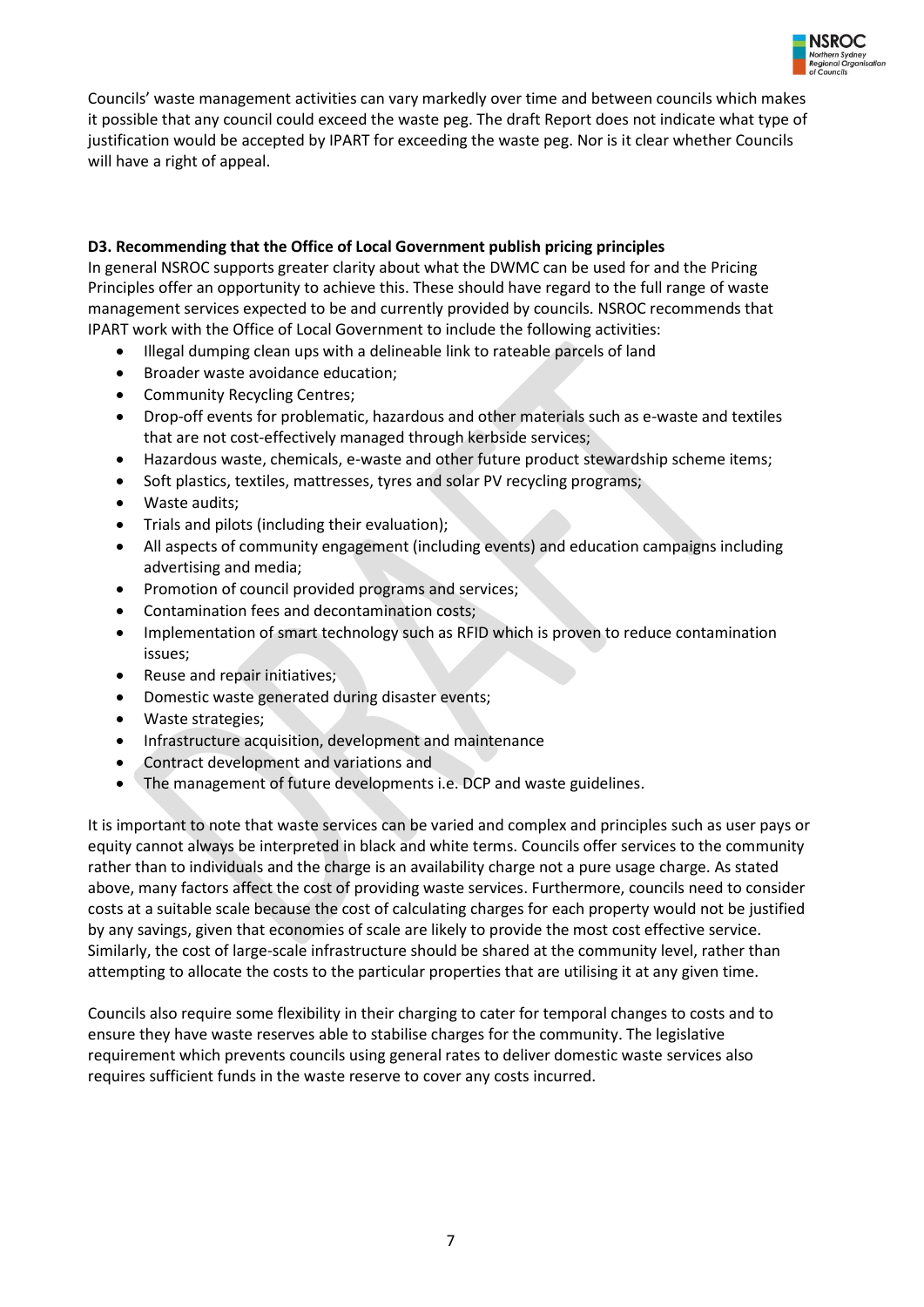Councils' waste management activities can vary markedly over time and between councils which makes it possible that any council could exceed the waste peg. The draft Report does not indicate what type of justification would be accepted by IPART for exceeding the waste peg. Nor is it clear whether Councils will have a right of appeal.

**D3. Recommending that the Office of Local Government publish pricing principles**

In general NSROC supports greater clarity about what the DWMC can be used for and the Pricing Principles offer an opportunity to achieve this. These should have regard to the full range of waste management services expected to be and currently provided by councils. NSROC recommends that IPART work with the Office of Local Government to include the following activities:

- Illegal dumping clean ups with a delineable link to rateable parcels of land
- Broader waste avoidance education;
- Community Recycling Centres;
- Drop-off events for problematic, hazardous and other materials such as e-waste and textiles that are not cost-effectively managed through kerbside services;
- Hazardous waste, chemicals, e-waste and other future product stewardship scheme items;
- Soft plastics, textiles, mattresses, tyres and solar PV recycling programs;
- Waste audits;
- Trials and pilots (including their evaluation);
- All aspects of community engagement (including events) and education campaigns including advertising and media;
- Promotion of council provided programs and services;
- Contamination fees and decontamination costs;
- Implementation of smart technology such as RFID which is proven to reduce contamination issues;
- Reuse and repair initiatives;
- Domestic waste generated during disaster events;
- Waste strategies;
- Infrastructure acquisition, development and maintenance
- Contract development and variations and
- The management of future developments i.e. DCP and waste guidelines.

It is important to note that waste services can be varied and complex and principles such as user pays or equity cannot always be interpreted in black and white terms. Councils offer services to the community rather than to individuals and the charge is an availability charge not a pure usage charge. As stated above, many factors affect the cost of providing waste services. Furthermore, councils need to consider costs at a suitable scale because the cost of calculating charges for each property would not be justified by any savings, given that economies of scale are likely to provide the most cost effective service. Similarly, the cost of large-scale infrastructure should be shared at the community level, rather than attempting to allocate the costs to the particular properties that are utilising it at any given time.

Councils also require some flexibility in their charging to cater for temporal changes to costs and to ensure they have waste reserves able to stabilise charges for the community. The legislative requirement which prevents councils using general rates to deliver domestic waste services also requires sufficient funds in the waste reserve to cover any costs incurred.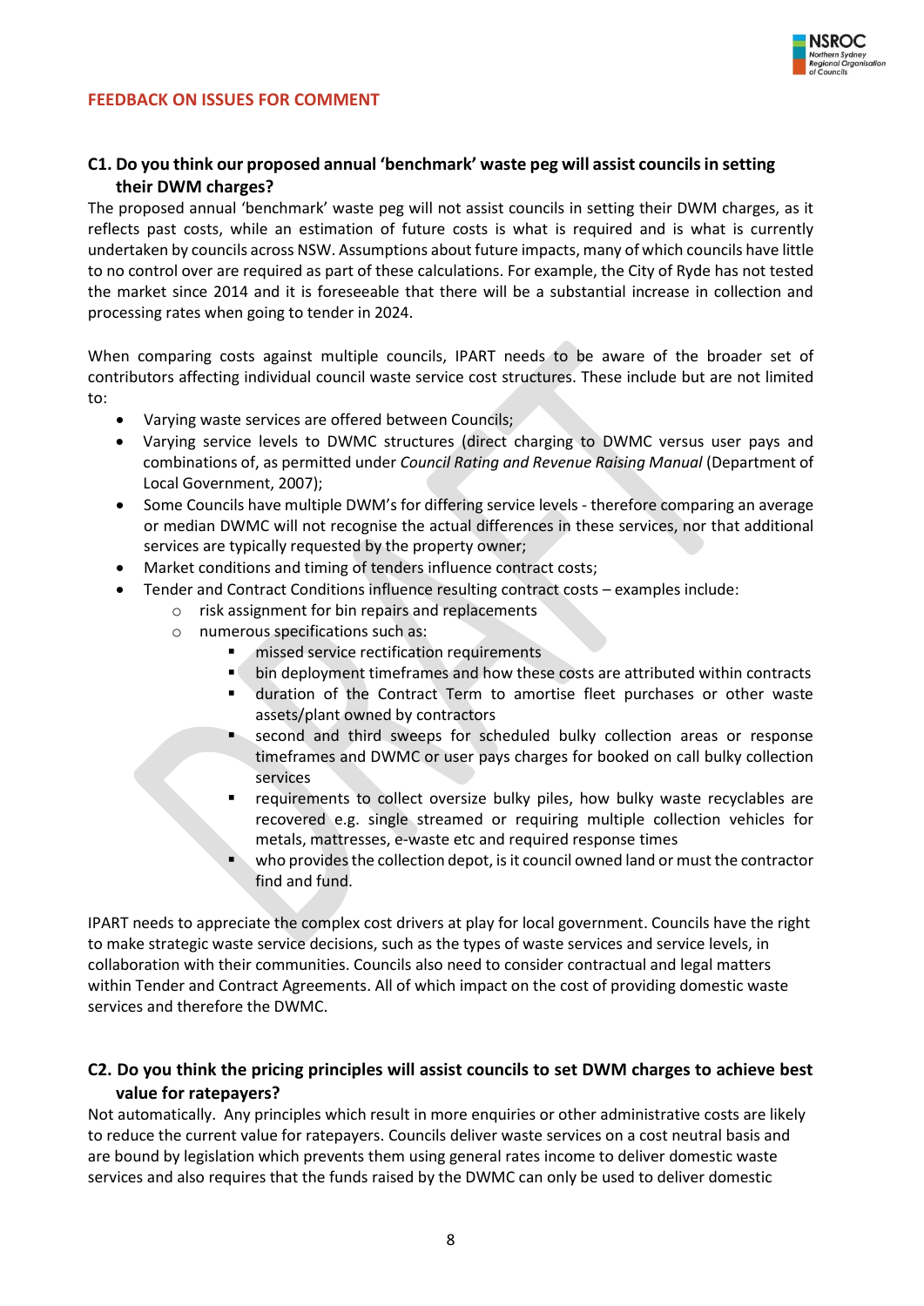## FEEDBACK ON ISSUES FOR COMMENT

### C1. Do you think our proposed annual 'benchmark' waste peg will assist councils in setting their DWM charges?

The proposed annual 'benchmark' waste peg will not assist councils in setting their DWM charges, as it reflects past costs, while an estimation of future costs is what is required and is what is currently undertaken by councils across NSW. Assumptions about future impacts, many of which councils have little to no control over are required as part of these calculations. For example, the City of Ryde has not tested the market since 2014 and it is foreseeable that there will be a substantial increase in collection and processing rates when going to tender in 2024.

When comparing costs against multiple councils, IPART needs to be aware of the broader set of contributors affecting individual council waste service cost structures. These include but are not limited to:

- Varying waste services are offered between Councils;
- Varying service levels to DWMC structures (direct charging to DWMC versus user pays and combinations of, as permitted under *Council Rating and Revenue Raising Manual* (Department of Local Government, 2007);
- Some Councils have multiple DWM's for differing service levels - therefore comparing an average or median DWMC will not recognise the actual differences in these services, nor that additional services are typically requested by the property owner;
- Market conditions and timing of tenders influence contract costs;
- Tender and Contract Conditions influence resulting contract costs – examples include:
  - risk assignment for bin repairs and replacements
  - numerous specifications such as:
    - missed service rectification requirements
    - bin deployment timeframes and how these costs are attributed within contracts
    - duration of the Contract Term to amortise fleet purchases or other waste assets/plant owned by contractors
    - second and third sweeps for scheduled bulky collection areas or response timeframes and DWMC or user pays charges for booked on call bulky collection services
    - requirements to collect oversize bulky piles, how bulky waste recyclables are recovered e.g. single streamed or requiring multiple collection vehicles for metals, mattresses, e-waste etc and required response times
    - who provides the collection depot, is it council owned land or must the contractor find and fund.

IPART needs to appreciate the complex cost drivers at play for local government. Councils have the right to make strategic waste service decisions, such as the types of waste services and service levels, in collaboration with their communities. Councils also need to consider contractual and legal matters within Tender and Contract Agreements. All of which impact on the cost of providing domestic waste services and therefore the DWMC.

### C2. Do you think the pricing principles will assist councils to set DWM charges to achieve best value for ratepayers?

Not automatically. Any principles which result in more enquiries or other administrative costs are likely to reduce the current value for ratepayers. Councils deliver waste services on a cost neutral basis and are bound by legislation which prevents them using general rates income to deliver domestic waste services and also requires that the funds raised by the DWMC can only be used to deliver domestic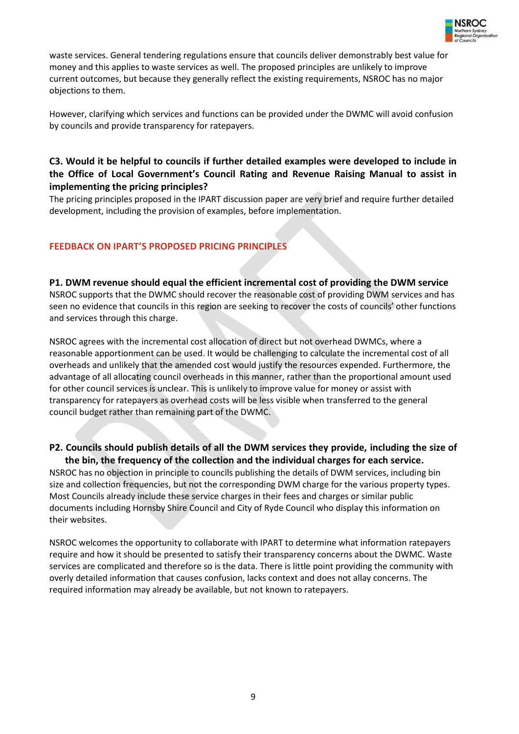waste services. General tendering regulations ensure that councils deliver demonstrably best value for money and this applies to waste services as well. The proposed principles are unlikely to improve current outcomes, but because they generally reflect the existing requirements, NSROC has no major objections to them.

However, clarifying which services and functions can be provided under the DWMC will avoid confusion by councils and provide transparency for ratepayers.

### C3. Would it be helpful to councils if further detailed examples were developed to include in the Office of Local Government's Council Rating and Revenue Raising Manual to assist in implementing the pricing principles?

The pricing principles proposed in the IPART discussion paper are very brief and require further detailed development, including the provision of examples, before implementation.

## FEEDBACK ON IPART'S PROPOSED PRICING PRINCIPLES

### P1. DWM revenue should equal the efficient incremental cost of providing the DWM service

NSROC supports that the DWMC should recover the reasonable cost of providing DWM services and has seen no evidence that councils in this region are seeking to recover the costs of councils' other functions and services through this charge.

NSROC agrees with the incremental cost allocation of direct but not overhead DWMCs, where a reasonable apportionment can be used. It would be challenging to calculate the incremental cost of all overheads and unlikely that the amended cost would justify the resources expended. Furthermore, the advantage of all allocating council overheads in this manner, rather than the proportional amount used for other council services is unclear. This is unlikely to improve value for money or assist with transparency for ratepayers as overhead costs will be less visible when transferred to the general council budget rather than remaining part of the DWMC.

### P2. Councils should publish details of all the DWM services they provide, including the size of the bin, the frequency of the collection and the individual charges for each service.

NSROC has no objection in principle to councils publishing the details of DWM services, including bin size and collection frequencies, but not the corresponding DWM charge for the various property types. Most Councils already include these service charges in their fees and charges or similar public documents including Hornsby Shire Council and City of Ryde Council who display this information on their websites.

NSROC welcomes the opportunity to collaborate with IPART to determine what information ratepayers require and how it should be presented to satisfy their transparency concerns about the DWMC. Waste services are complicated and therefore so is the data. There is little point providing the community with overly detailed information that causes confusion, lacks context and does not allay concerns. The required information may already be available, but not known to ratepayers.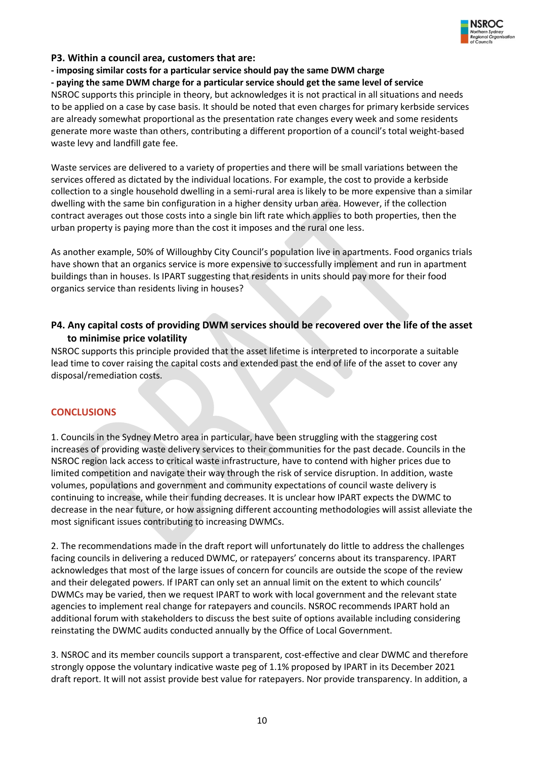**P3. Within a council area, customers that are:**
**- imposing similar costs for a particular service should pay the same DWM charge**
**- paying the same DWM charge for a particular service should get the same level of service**

NSROC supports this principle in theory, but acknowledges it is not practical in all situations and needs to be applied on a case by case basis. It should be noted that even charges for primary kerbside services are already somewhat proportional as the presentation rate changes every week and some residents generate more waste than others, contributing a different proportion of a council's total weight-based waste levy and landfill gate fee.

Waste services are delivered to a variety of properties and there will be small variations between the services offered as dictated by the individual locations. For example, the cost to provide a kerbside collection to a single household dwelling in a semi-rural area is likely to be more expensive than a similar dwelling with the same bin configuration in a higher density urban area. However, if the collection contract averages out those costs into a single bin lift rate which applies to both properties, then the urban property is paying more than the cost it imposes and the rural one less.

As another example, 50% of Willoughby City Council's population live in apartments. Food organics trials have shown that an organics service is more expensive to successfully implement and run in apartment buildings than in houses. Is IPART suggesting that residents in units should pay more for their food organics service than residents living in houses?

### P4. Any capital costs of providing DWM services should be recovered over the life of the asset to minimise price volatility

NSROC supports this principle provided that the asset lifetime is interpreted to incorporate a suitable lead time to cover raising the capital costs and extended past the end of life of the asset to cover any disposal/remediation costs.

## CONCLUSIONS

1. Councils in the Sydney Metro area in particular, have been struggling with the staggering cost increases of providing waste delivery services to their communities for the past decade. Councils in the NSROC region lack access to critical waste infrastructure, have to contend with higher prices due to limited competition and navigate their way through the risk of service disruption. In addition, waste volumes, populations and government and community expectations of council waste delivery is continuing to increase, while their funding decreases. It is unclear how IPART expects the DWMC to decrease in the near future, or how assigning different accounting methodologies will assist alleviate the most significant issues contributing to increasing DWMCs.

2. The recommendations made in the draft report will unfortunately do little to address the challenges facing councils in delivering a reduced DWMC, or ratepayers' concerns about its transparency. IPART acknowledges that most of the large issues of concern for councils are outside the scope of the review and their delegated powers. If IPART can only set an annual limit on the extent to which councils' DWMCs may be varied, then we request IPART to work with local government and the relevant state agencies to implement real change for ratepayers and councils. NSROC recommends IPART hold an additional forum with stakeholders to discuss the best suite of options available including considering reinstating the DWMC audits conducted annually by the Office of Local Government.

3. NSROC and its member councils support a transparent, cost-effective and clear DWMC and therefore strongly oppose the voluntary indicative waste peg of 1.1% proposed by IPART in its December 2021 draft report. It will not assist provide best value for ratepayers. Nor provide transparency. In addition, a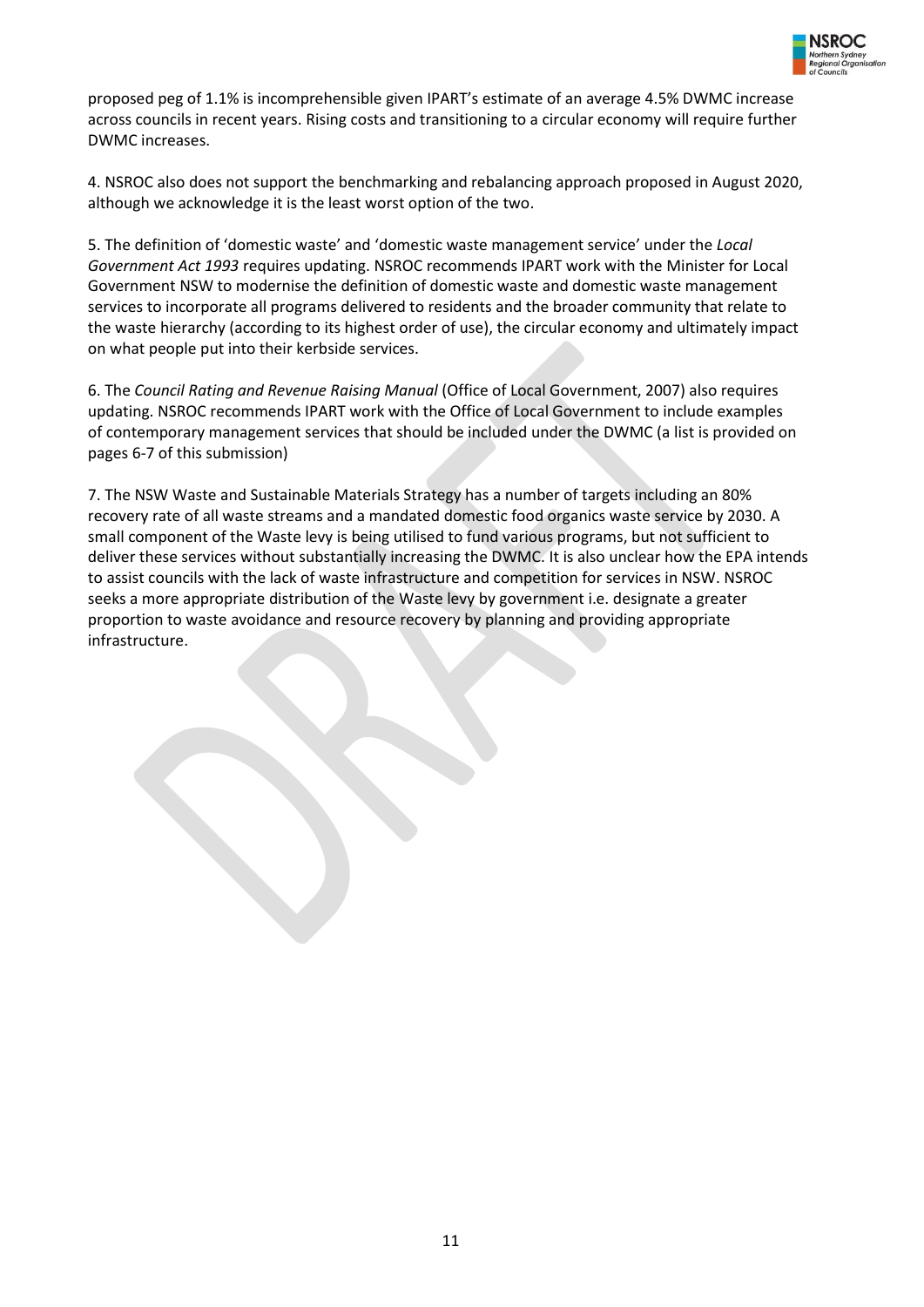proposed peg of 1.1% is incomprehensible given IPART's estimate of an average 4.5% DWMC increase across councils in recent years. Rising costs and transitioning to a circular economy will require further DWMC increases.

4. NSROC also does not support the benchmarking and rebalancing approach proposed in August 2020, although we acknowledge it is the least worst option of the two.

5. The definition of 'domestic waste' and 'domestic waste management service' under the *Local Government Act 1993* requires updating. NSROC recommends IPART work with the Minister for Local Government NSW to modernise the definition of domestic waste and domestic waste management services to incorporate all programs delivered to residents and the broader community that relate to the waste hierarchy (according to its highest order of use), the circular economy and ultimately impact on what people put into their kerbside services.

6. The *Council Rating and Revenue Raising Manual* (Office of Local Government, 2007) also requires updating. NSROC recommends IPART work with the Office of Local Government to include examples of contemporary management services that should be included under the DWMC (a list is provided on pages 6-7 of this submission)

7. The NSW Waste and Sustainable Materials Strategy has a number of targets including an 80% recovery rate of all waste streams and a mandated domestic food organics waste service by 2030. A small component of the Waste levy is being utilised to fund various programs, but not sufficient to deliver these services without substantially increasing the DWMC. It is also unclear how the EPA intends to assist councils with the lack of waste infrastructure and competition for services in NSW. NSROC seeks a more appropriate distribution of the Waste levy by government i.e. designate a greater proportion to waste avoidance and resource recovery by planning and providing appropriate infrastructure.